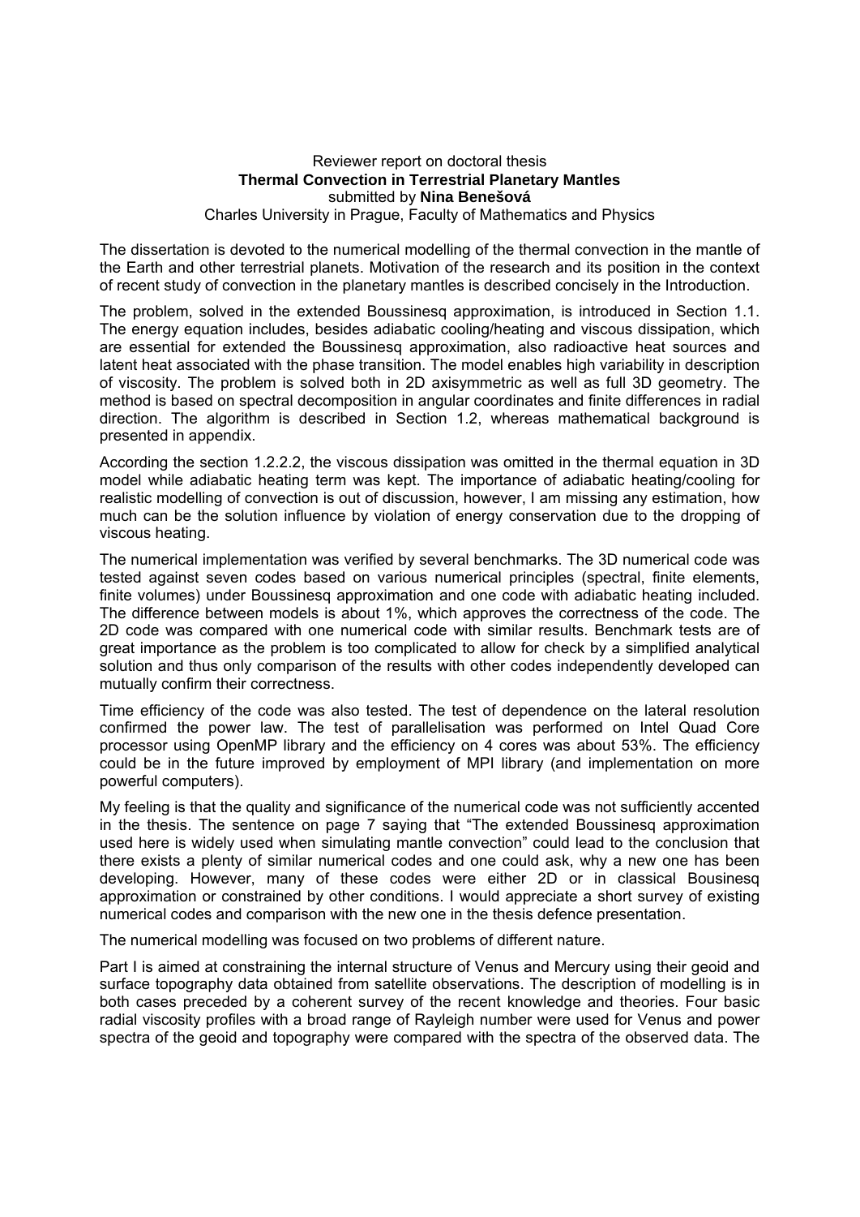Reviewer report on doctoral thesis

**Thermal Convection in Terrestrial Planetary Mantles**

submitted by **Nina Benešová**

Charles University in Prague, Faculty of Mathematics and Physics

The dissertation is devoted to the numerical modelling of the thermal convection in the mantle of the Earth and other terrestrial planets. Motivation of the research and its position in the context of recent study of convection in the planetary mantles is described concisely in the Introduction.

The problem, solved in the extended Boussinesq approximation, is introduced in Section 1.1. The energy equation includes, besides adiabatic cooling/heating and viscous dissipation, which are essential for extended the Boussinesq approximation, also radioactive heat sources and latent heat associated with the phase transition. The model enables high variability in description of viscosity. The problem is solved both in 2D axisymmetric as well as full 3D geometry. The method is based on spectral decomposition in angular coordinates and finite differences in radial direction. The algorithm is described in Section 1.2, whereas mathematical background is presented in appendix.

According the section 1.2.2.2, the viscous dissipation was omitted in the thermal equation in 3D model while adiabatic heating term was kept. The importance of adiabatic heating/cooling for realistic modelling of convection is out of discussion, however, I am missing any estimation, how much can be the solution influence by violation of energy conservation due to the dropping of viscous heating.

The numerical implementation was verified by several benchmarks. The 3D numerical code was tested against seven codes based on various numerical principles (spectral, finite elements, finite volumes) under Boussinesq approximation and one code with adiabatic heating included. The difference between models is about 1%, which approves the correctness of the code. The 2D code was compared with one numerical code with similar results. Benchmark tests are of great importance as the problem is too complicated to allow for check by a simplified analytical solution and thus only comparison of the results with other codes independently developed can mutually confirm their correctness.

Time efficiency of the code was also tested. The test of dependence on the lateral resolution confirmed the power law. The test of parallelisation was performed on Intel Quad Core processor using OpenMP library and the efficiency on 4 cores was about 53%. The efficiency could be in the future improved by employment of MPI library (and implementation on more powerful computers).

My feeling is that the quality and significance of the numerical code was not sufficiently accented in the thesis. The sentence on page 7 saying that "The extended Boussinesq approximation used here is widely used when simulating mantle convection" could lead to the conclusion that there exists a plenty of similar numerical codes and one could ask, why a new one has been developing. However, many of these codes were either 2D or in classical Bousinesq approximation or constrained by other conditions. I would appreciate a short survey of existing numerical codes and comparison with the new one in the thesis defence presentation.

The numerical modelling was focused on two problems of different nature.

Part I is aimed at constraining the internal structure of Venus and Mercury using their geoid and surface topography data obtained from satellite observations. The description of modelling is in both cases preceded by a coherent survey of the recent knowledge and theories. Four basic radial viscosity profiles with a broad range of Rayleigh number were used for Venus and power spectra of the geoid and topography were compared with the spectra of the observed data. The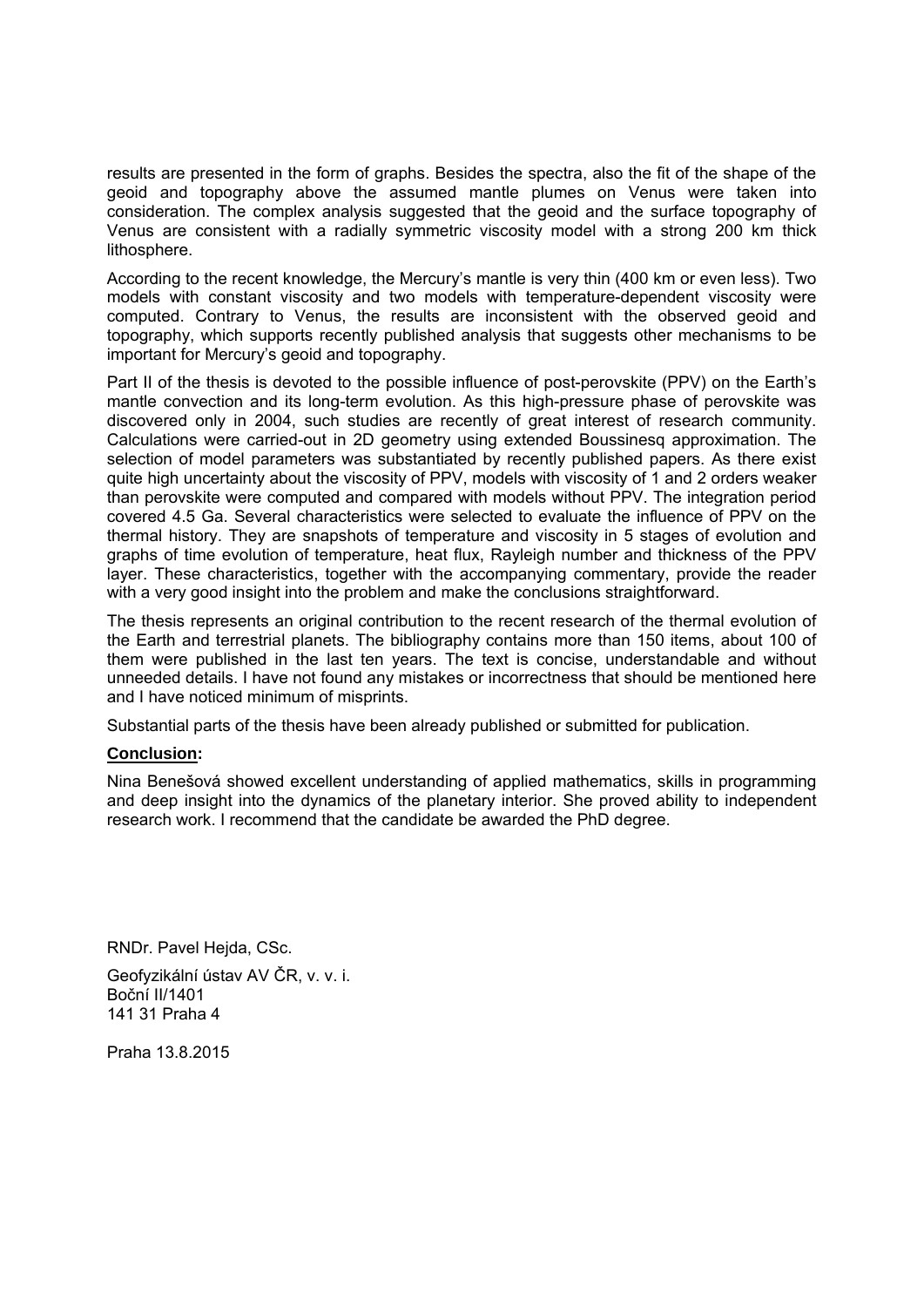results are presented in the form of graphs. Besides the spectra, also the fit of the shape of the geoid and topography above the assumed mantle plumes on Venus were taken into consideration. The complex analysis suggested that the geoid and the surface topography of Venus are consistent with a radially symmetric viscosity model with a strong 200 km thick lithosphere.

According to the recent knowledge, the Mercury's mantle is very thin (400 km or even less). Two models with constant viscosity and two models with temperature-dependent viscosity were computed. Contrary to Venus, the results are inconsistent with the observed geoid and topography, which supports recently published analysis that suggests other mechanisms to be important for Mercury's geoid and topography.

Part II of the thesis is devoted to the possible influence of post-perovskite (PPV) on the Earth's mantle convection and its long-term evolution. As this high-pressure phase of perovskite was discovered only in 2004, such studies are recently of great interest of research community. Calculations were carried-out in 2D geometry using extended Boussinesq approximation. The selection of model parameters was substantiated by recently published papers. As there exist quite high uncertainty about the viscosity of PPV, models with viscosity of 1 and 2 orders weaker than perovskite were computed and compared with models without PPV. The integration period covered 4.5 Ga. Several characteristics were selected to evaluate the influence of PPV on the thermal history. They are snapshots of temperature and viscosity in 5 stages of evolution and graphs of time evolution of temperature, heat flux, Rayleigh number and thickness of the PPV layer. These characteristics, together with the accompanying commentary, provide the reader with a very good insight into the problem and make the conclusions straightforward.

The thesis represents an original contribution to the recent research of the thermal evolution of the Earth and terrestrial planets. The bibliography contains more than 150 items, about 100 of them were published in the last ten years. The text is concise, understandable and without unneeded details. I have not found any mistakes or incorrectness that should be mentioned here and I have noticed minimum of misprints.

Substantial parts of the thesis have been already published or submitted for publication.

**Conclusion:**

Nina Benešová showed excellent understanding of applied mathematics, skills in programming and deep insight into the dynamics of the planetary interior. She proved ability to independent research work. I recommend that the candidate be awarded the PhD degree.

RNDr. Pavel Hejda, CSc.

Geofyzikální ústav AV ČR, v. v. i.
Boční II/1401
141 31 Praha 4

Praha 13.8.2015